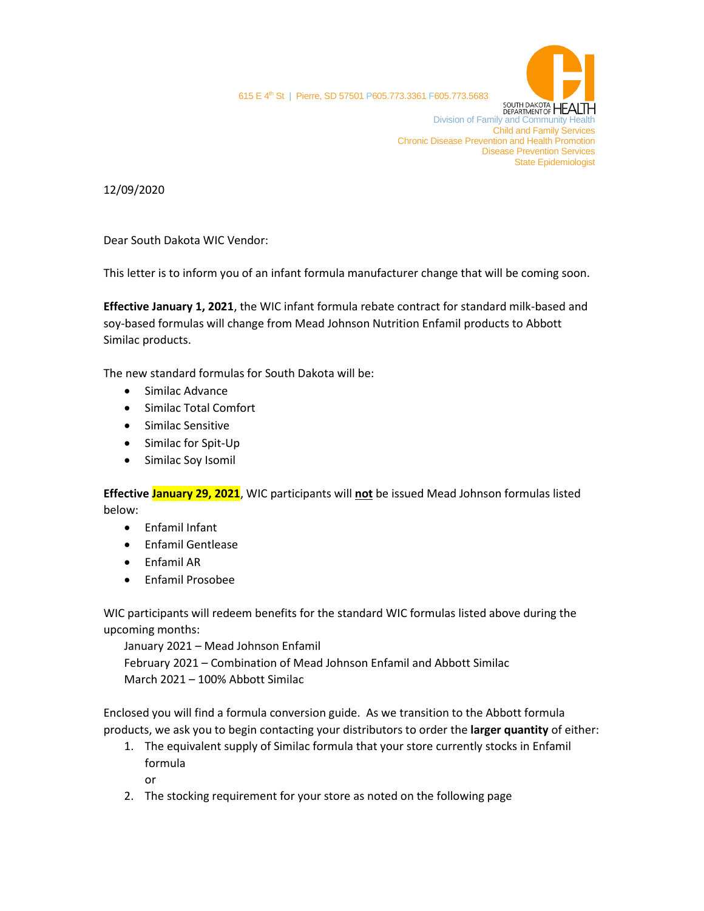615 E 4th St | Pierre, SD 57501 P605.773.3361 F605.773.5683

SOUTH DAKOTA DEPARTMENT OF HEALTH

Division of Family and Community Health
Child and Family Services
Chronic Disease Prevention and Health Promotion
Disease Prevention Services
State Epidemiologist

12/09/2020

Dear South Dakota WIC Vendor:

This letter is to inform you of an infant formula manufacturer change that will be coming soon.

**Effective January 1, 2021**, the WIC infant formula rebate contract for standard milk-based and soy-based formulas will change from Mead Johnson Nutrition Enfamil products to Abbott Similac products.

The new standard formulas for South Dakota will be:

- Similac Advance
- Similac Total Comfort
- Similac Sensitive
- Similac for Spit-Up
- Similac Soy Isomil

**Effective January 29, 2021**, WIC participants will **not** be issued Mead Johnson formulas listed below:

- Enfamil Infant
- Enfamil Gentlease
- Enfamil AR
- Enfamil Prosobee

WIC participants will redeem benefits for the standard WIC formulas listed above during the upcoming months:

January 2021 – Mead Johnson Enfamil
February 2021 – Combination of Mead Johnson Enfamil and Abbott Similac
March 2021 – 100% Abbott Similac

Enclosed you will find a formula conversion guide. As we transition to the Abbott formula products, we ask you to begin contacting your distributors to order the **larger quantity** of either:

1. The equivalent supply of Similac formula that your store currently stocks in Enfamil formula
   or
2. The stocking requirement for your store as noted on the following page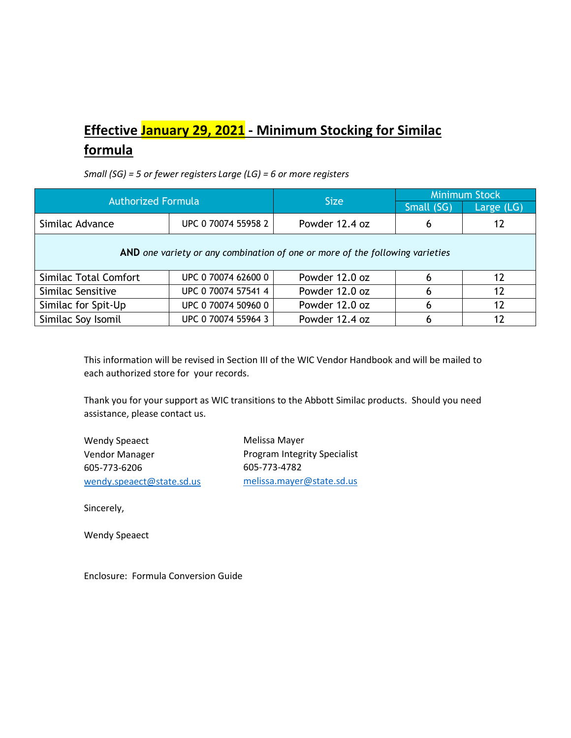## Effective January 29, 2021 - Minimum Stocking for Similac formula

*Small (SG) = 5 or fewer registers Large (LG) = 6 or more registers*

| Authorized Formula | | Size | Minimum Stock | |
|---|---|---|---|---|
| | | | Small (SG) | Large (LG) |
| Similac Advance | UPC 0 70074 55958 2 | Powder 12.4 oz | 6 | 12 |
| **AND** *one variety or any combination of one or more of the following varieties* | | | | |
| Similac Total Comfort | UPC 0 70074 62600 0 | Powder 12.0 oz | 6 | 12 |
| Similac Sensitive | UPC 0 70074 57541 4 | Powder 12.0 oz | 6 | 12 |
| Similac for Spit-Up | UPC 0 70074 50960 0 | Powder 12.0 oz | 6 | 12 |
| Similac Soy Isomil | UPC 0 70074 55964 3 | Powder 12.4 oz | 6 | 12 |

This information will be revised in Section III of the WIC Vendor Handbook and will be mailed to each authorized store for your records.

Thank you for your support as WIC transitions to the Abbott Similac products. Should you need assistance, please contact us.

Wendy Speaect
Vendor Manager
605-773-6206
wendy.speaect@state.sd.us

Melissa Mayer
Program Integrity Specialist
605-773-4782
melissa.mayer@state.sd.us

Sincerely,

Wendy Speaect

Enclosure: Formula Conversion Guide